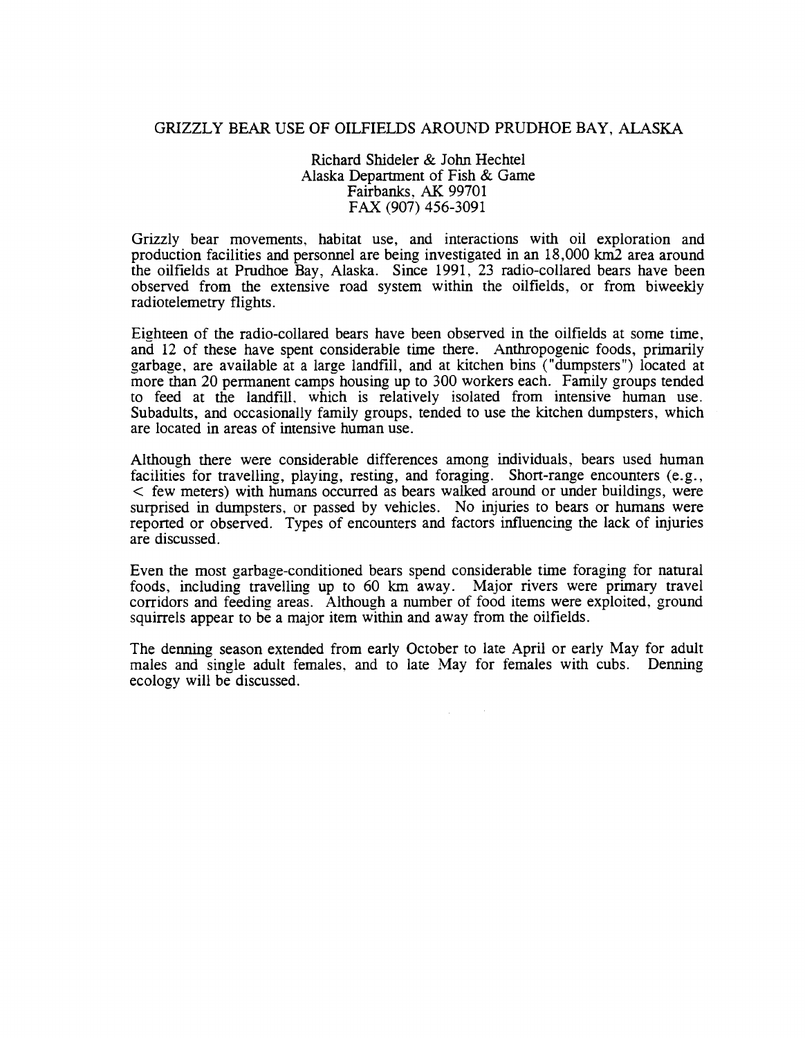# GRIZZLY BEAR USE OF OILFIELDS AROUND PRUDHOE BAY, ALASKA

Richard Shideler & John Hechtel
Alaska Department of Fish & Game
Fairbanks, AK 99701
FAX (907) 456-3091

Grizzly bear movements, habitat use, and interactions with oil exploration and production facilities and personnel are being investigated in an 18,000 $km2$ area around the oilfields at Prudhoe Bay, Alaska. Since 1991, 23 radio-collared bears have been observed from the extensive road system within the oilfields, or from biweekly radiotelemetry flights.

Eighteen of the radio-collared bears have been observed in the oilfields at some time, and 12 of these have spent considerable time there. Anthropogenic foods, primarily garbage, are available at a large landfill, and at kitchen bins ("dumpsters") located at more than 20 permanent camps housing up to 300 workers each. Family groups tended to feed at the landfill, which is relatively isolated from intensive human use. Subadults, and occasionally family groups, tended to use the kitchen dumpsters, which are located in areas of intensive human use.

Although there were considerable differences among individuals, bears used human facilities for travelling, playing, resting, and foraging. Short-range encounters (e.g., < few meters) with humans occurred as bears walked around or under buildings, were surprised in dumpsters, or passed by vehicles. No injuries to bears or humans were reported or observed. Types of encounters and factors influencing the lack of injuries are discussed.

Even the most garbage-conditioned bears spend considerable time foraging for natural foods, including travelling up to 60 km away. Major rivers were primary travel corridors and feeding areas. Although a number of food items were exploited, ground squirrels appear to be a major item within and away from the oilfields.

The denning season extended from early October to late April or early May for adult males and single adult females, and to late May for females with cubs. Denning ecology will be discussed.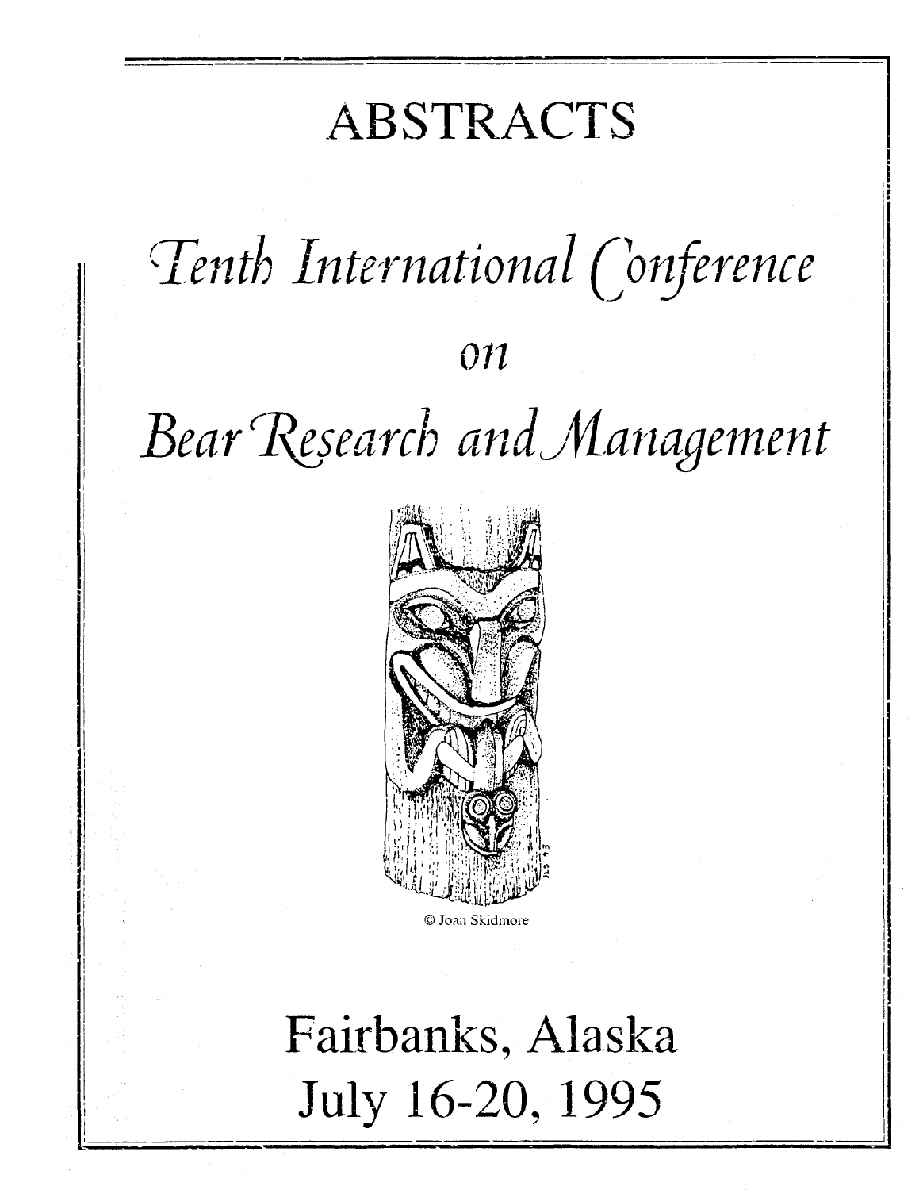# ABSTRACTS

# *Tenth International Conference*

*on*

# *Bear Research and Management*

© Joan Skidmore

## Fairbanks, Alaska
## July 16-20, 1995